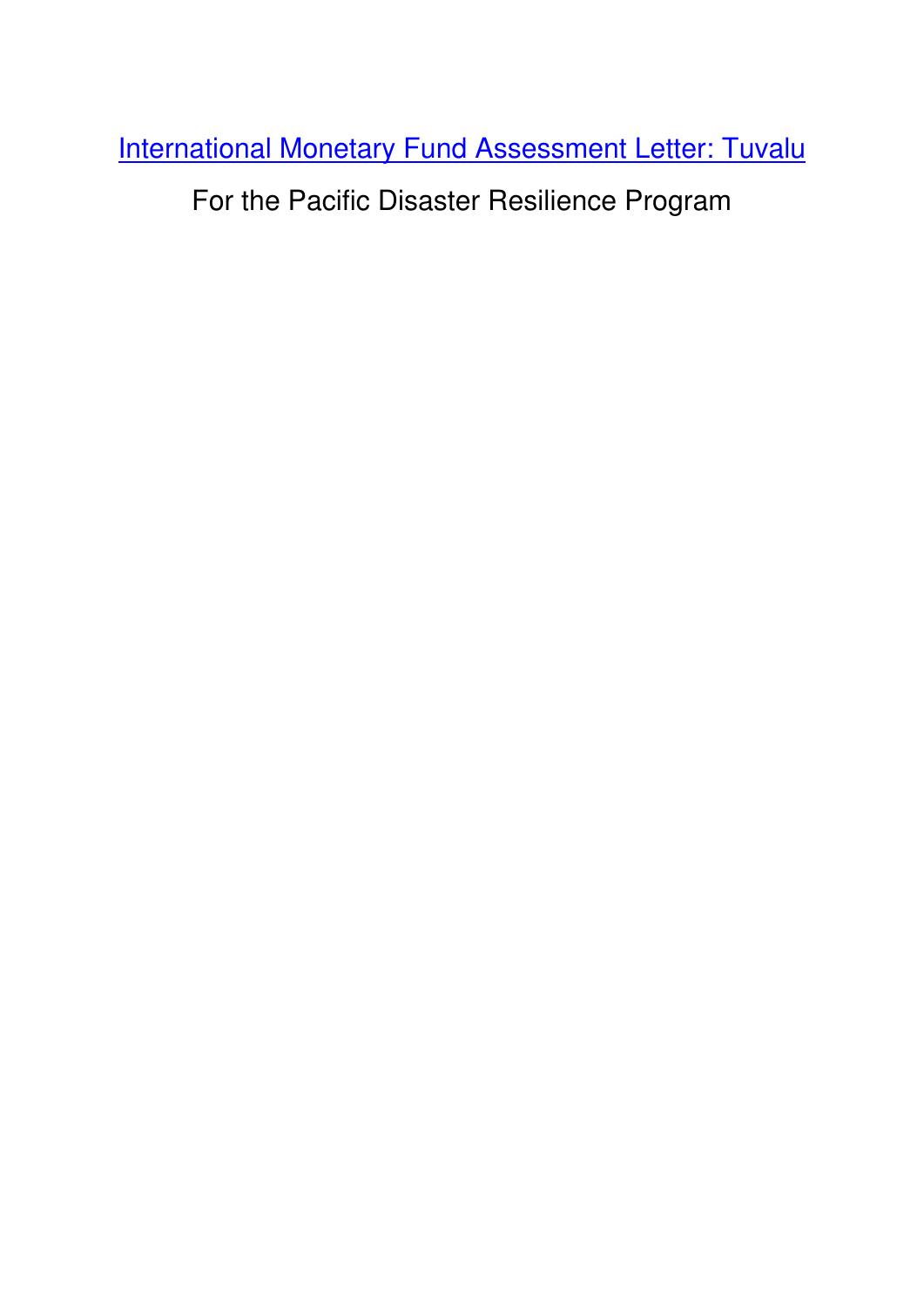# [International Monetary Fund Assessment Letter: Tuvalu]

For the Pacific Disaster Resilience Program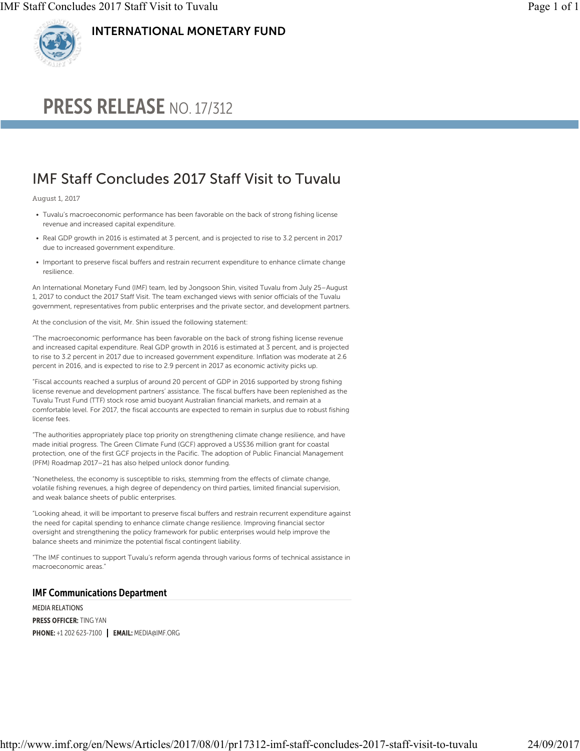INTERNATIONAL MONETARY FUND

# PRESS RELEASE NO. 17/312

## IMF Staff Concludes 2017 Staff Visit to Tuvalu

August 1, 2017

- Tuvalu's macroeconomic performance has been favorable on the back of strong fishing license revenue and increased capital expenditure.
- Real GDP growth in 2016 is estimated at 3 percent, and is projected to rise to 3.2 percent in 2017 due to increased government expenditure.
- Important to preserve fiscal buffers and restrain recurrent expenditure to enhance climate change resilience.

An International Monetary Fund (IMF) team, led by Jongsoon Shin, visited Tuvalu from July 25–August 1, 2017 to conduct the 2017 Staff Visit. The team exchanged views with senior officials of the Tuvalu government, representatives from public enterprises and the private sector, and development partners.

At the conclusion of the visit, Mr. Shin issued the following statement:

"The macroeconomic performance has been favorable on the back of strong fishing license revenue and increased capital expenditure. Real GDP growth in 2016 is estimated at 3 percent, and is projected to rise to 3.2 percent in 2017 due to increased government expenditure. Inflation was moderate at 2.6 percent in 2016, and is expected to rise to 2.9 percent in 2017 as economic activity picks up.

"Fiscal accounts reached a surplus of around 20 percent of GDP in 2016 supported by strong fishing license revenue and development partners' assistance. The fiscal buffers have been replenished as the Tuvalu Trust Fund (TTF) stock rose amid buoyant Australian financial markets, and remain at a comfortable level. For 2017, the fiscal accounts are expected to remain in surplus due to robust fishing license fees.

"The authorities appropriately place top priority on strengthening climate change resilience, and have made initial progress. The Green Climate Fund (GCF) approved a US$36 million grant for coastal protection, one of the first GCF projects in the Pacific. The adoption of Public Financial Management (PFM) Roadmap 2017–21 has also helped unlock donor funding.

"Nonetheless, the economy is susceptible to risks, stemming from the effects of climate change, volatile fishing revenues, a high degree of dependency on third parties, limited financial supervision, and weak balance sheets of public enterprises.

"Looking ahead, it will be important to preserve fiscal buffers and restrain recurrent expenditure against the need for capital spending to enhance climate change resilience. Improving financial sector oversight and strengthening the policy framework for public enterprises would help improve the balance sheets and minimize the potential fiscal contingent liability.

"The IMF continues to support Tuvalu's reform agenda through various forms of technical assistance in macroeconomic areas."

### IMF Communications Department

MEDIA RELATIONS

**PRESS OFFICER:** TING YAN

**PHONE:** +1 202 623-7100 | **EMAIL:** MEDIA@IMF.ORG